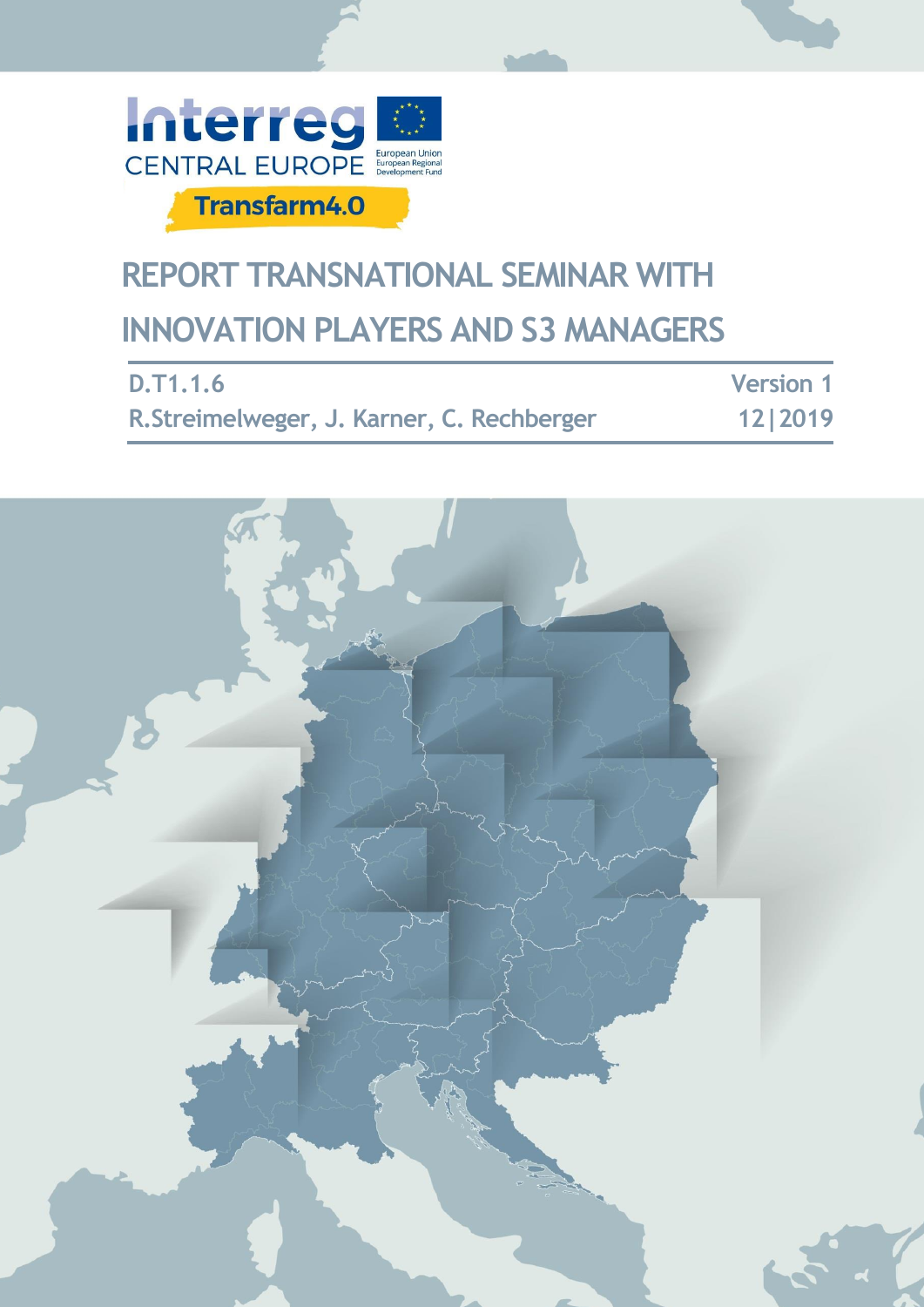Interreg CENTRAL EUROPE

European Union
European Regional Development Fund

Transfarm4.0

# REPORT TRANSNATIONAL SEMINAR WITH INNOVATION PLAYERS AND S3 MANAGERS

D.T1.1.6 | Version 1
---|---
R.Streimelweger, J. Karner, C. Rechberger | 12|2019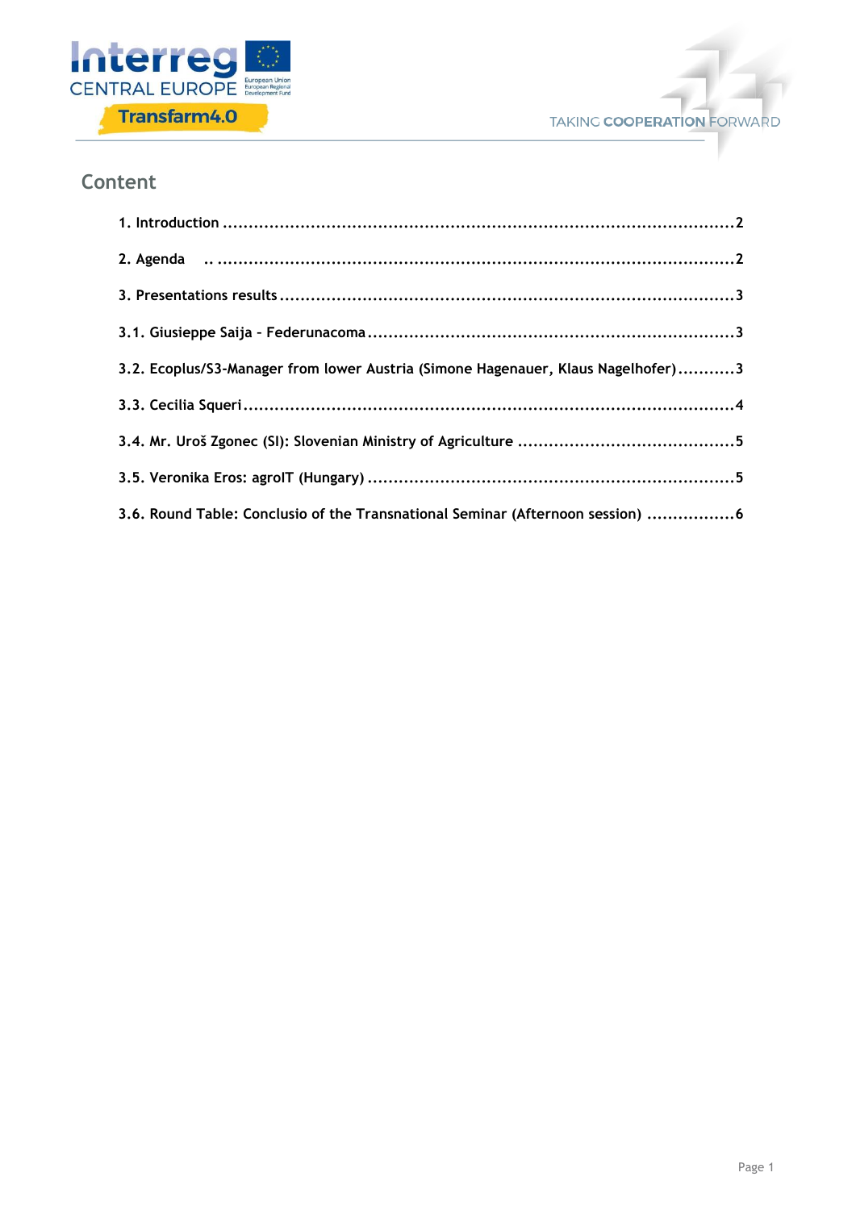## Content

1. Introduction ......................................................................................................2

2. Agenda .. ..........................................................................................................2

3. Presentations results ..........................................................................................3

3.1. Giusieppe Saija – Federunacoma ........................................................................3

3.2. Ecoplus/S3-Manager from lower Austria (Simone Hagenauer, Klaus Nagelhofer)...........3

3.3. Cecilia Squeri .....................................................................................................4

3.4. Mr. Uroš Zgonec (SI): Slovenian Ministry of Agriculture ..........................................5

3.5. Veronika Eros: agroIT (Hungary) ...........................................................................5

3.6. Round Table: Conclusio of the Transnational Seminar (Afternoon session) .................6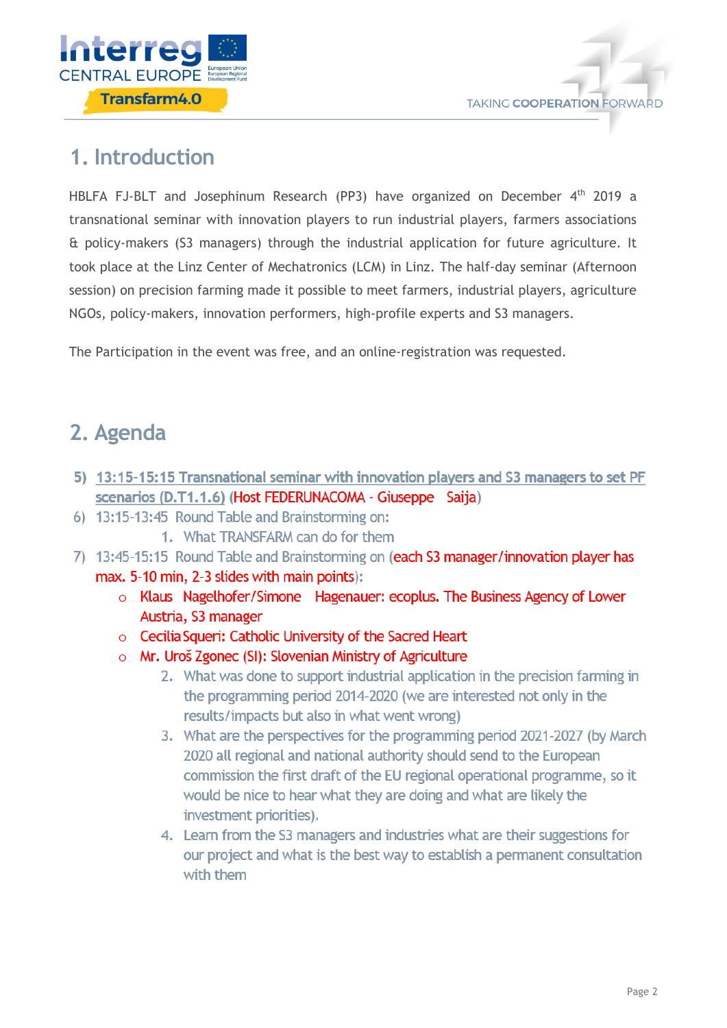## 1. Introduction

HBLFA FJ-BLT and Josephinum Research (PP3) have organized on December 4th 2019 a transnational seminar with innovation players to run industrial players, farmers associations & policy-makers (S3 managers) through the industrial application for future agriculture. It took place at the Linz Center of Mechatronics (LCM) in Linz. The half-day seminar (Afternoon session) on precision farming made it possible to meet farmers, industrial players, agriculture NGOs, policy-makers, innovation performers, high-profile experts and S3 managers.

The Participation in the event was free, and an online-registration was requested.

## 2. Agenda

5) **13:15-15:15 Transnational seminar with innovation players and S3 managers to set PF scenarios (D.T1.1.6)** (Host FEDERUNACOMA - Giuseppe Saija)
6) 13:15-13:45 Round Table and Brainstorming on:
   1. What TRANSFARM can do for them
7) 13:45-15:15 Round Table and Brainstorming on (each S3 manager/innovation player has max. 5-10 min, 2-3 slides with main points):
   - Klaus Nagelhofer/Simone Hagenauer: ecoplus. The Business Agency of Lower Austria, S3 manager
   - Cecilia Squeri: Catholic University of the Sacred Heart
   - Mr. Uroš Zgonec (SI): Slovenian Ministry of Agriculture
   2. What was done to support industrial application in the precision farming in the programming period 2014-2020 (we are interested not only in the results/impacts but also in what went wrong)
   3. What are the perspectives for the programming period 2021-2027 (by March 2020 all regional and national authority should send to the European commission the first draft of the EU regional operational programme, so it would be nice to hear what they are doing and what are likely the investment priorities).
   4. Learn from the S3 managers and industries what are their suggestions for our project and what is the best way to establish a permanent consultation with them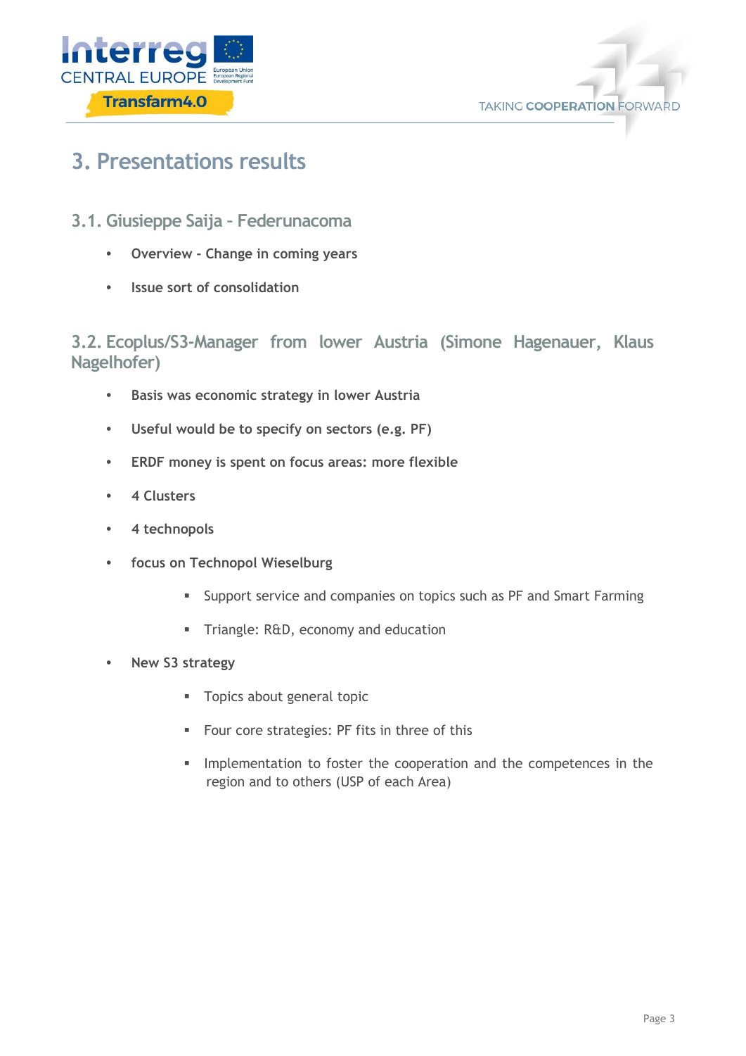# 3. Presentations results

## 3.1. Giusieppe Saija – Federunacoma

- **Overview - Change in coming years**
- **Issue sort of consolidation**

## 3.2. Ecoplus/S3-Manager from lower Austria (Simone Hagenauer, Klaus Nagelhofer)

- **Basis was economic strategy in lower Austria**
- **Useful would be to specify on sectors (e.g. PF)**
- **ERDF money is spent on focus areas: more flexible**
- **4 Clusters**
- **4 technopols**
- **focus on Technopol Wieselburg**
  - Support service and companies on topics such as PF and Smart Farming
  - Triangle: R&D, economy and education
- **New S3 strategy**
  - Topics about general topic
  - Four core strategies: PF fits in three of this
  - Implementation to foster the cooperation and the competences in the region and to others (USP of each Area)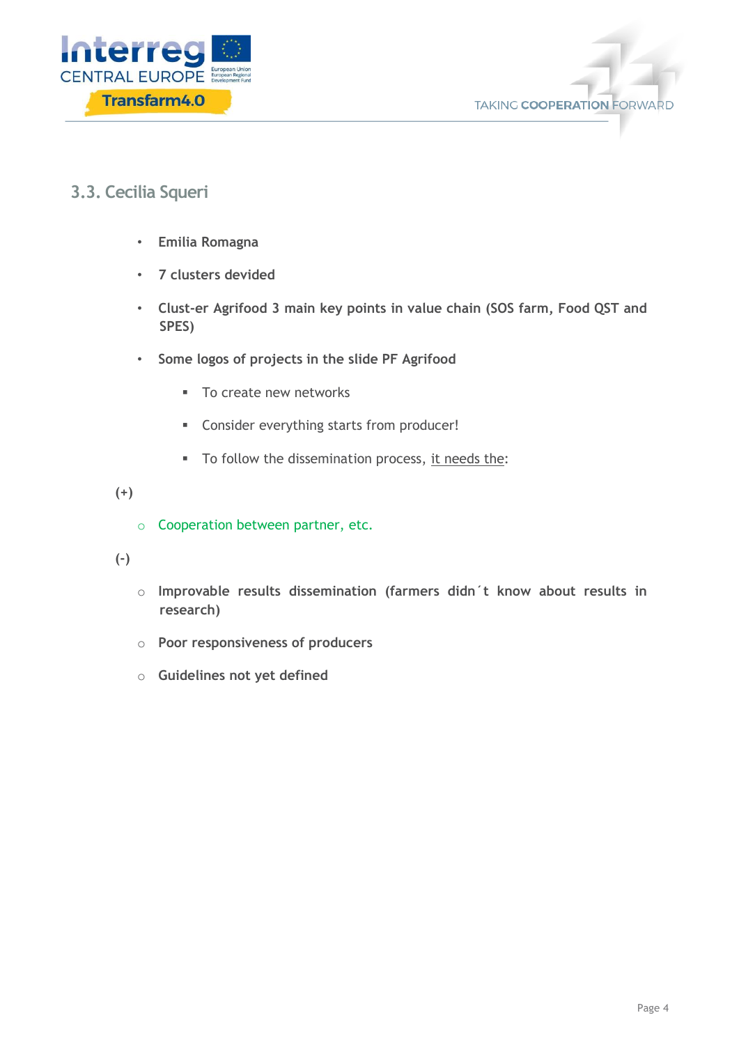### 3.3. Cecilia Squeri

- **Emilia Romagna**
- **7 clusters devided**
- **Clust-er Agrifood 3 main key points in value chain (SOS farm, Food QST and SPES)**
- **Some logos of projects in the slide PF Agrifood**
  - To create new networks
  - Consider everything starts from producer!
  - To follow the dissemination process, it needs the:

**(+)**

- Cooperation between partner, etc.

**(-)**

- **Improvable results dissemination (farmers didn´t know about results in research)**
- **Poor responsiveness of producers**
- **Guidelines not yet defined**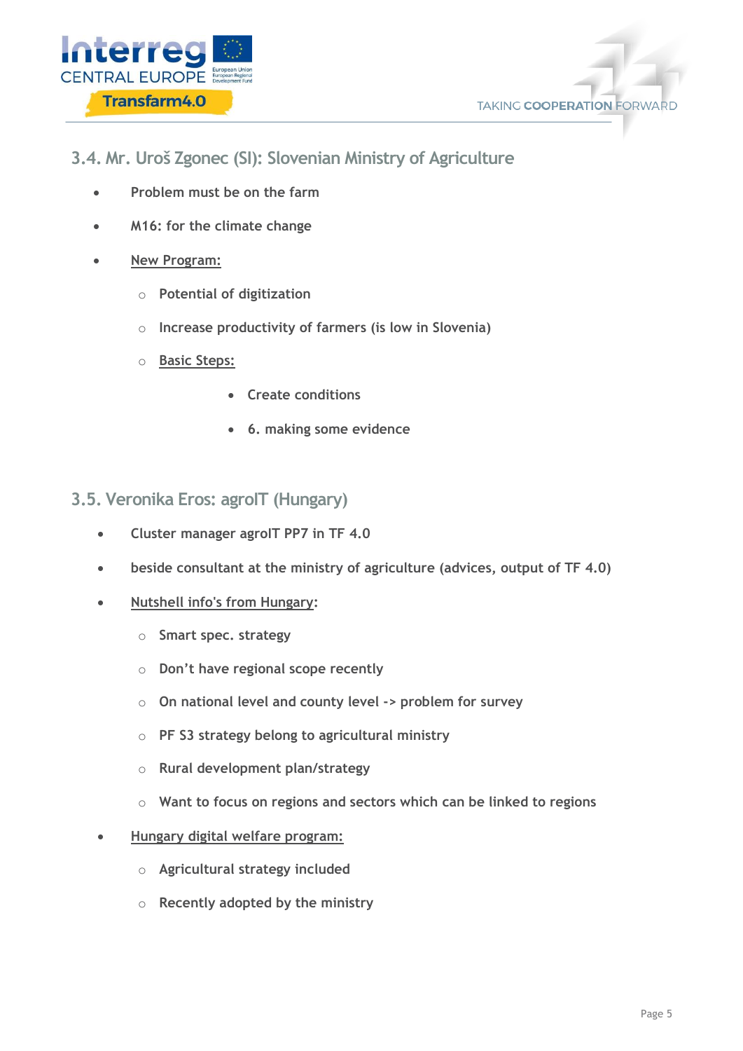### 3.4. Mr. Uroš Zgonec (SI): Slovenian Ministry of Agriculture

- Problem must be on the farm
- M16: for the climate change
- New Program:
  - Potential of digitization
  - Increase productivity of farmers (is low in Slovenia)
  - Basic Steps:
    - Create conditions
    - 6. making some evidence

### 3.5. Veronika Eros: agroIT (Hungary)

- Cluster manager agroIT PP7 in TF 4.0
- beside consultant at the ministry of agriculture (advices, output of TF 4.0)
- Nutshell info's from Hungary:
  - Smart spec. strategy
  - Don't have regional scope recently
  - On national level and county level -> problem for survey
  - PF S3 strategy belong to agricultural ministry
  - Rural development plan/strategy
  - Want to focus on regions and sectors which can be linked to regions
- Hungary digital welfare program:
  - Agricultural strategy included
  - Recently adopted by the ministry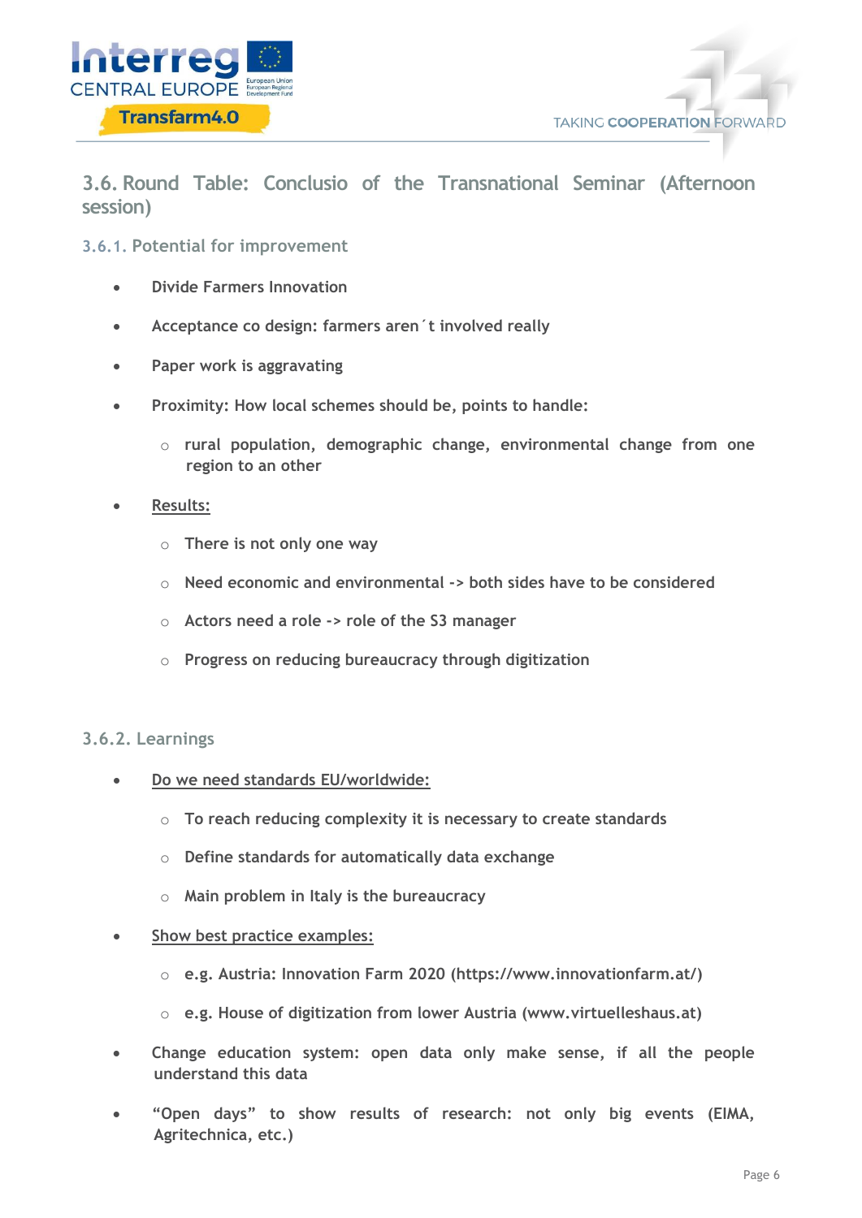## 3.6. Round Table: Conclusio of the Transnational Seminar (Afternoon session)

### 3.6.1. Potential for improvement

- Divide Farmers Innovation
- Acceptance co design: farmers aren´t involved really
- Paper work is aggravating
- Proximity: How local schemes should be, points to handle:
  - rural population, demographic change, environmental change from one region to an other
- Results:
  - There is not only one way
  - Need economic and environmental -> both sides have to be considered
  - Actors need a role -> role of the S3 manager
  - Progress on reducing bureaucracy through digitization

### 3.6.2. Learnings

- Do we need standards EU/worldwide:
  - To reach reducing complexity it is necessary to create standards
  - Define standards for automatically data exchange
  - Main problem in Italy is the bureaucracy
- Show best practice examples:
  - e.g. Austria: Innovation Farm 2020 (https://www.innovationfarm.at/)
  - e.g. House of digitization from lower Austria (www.virtuelleshaus.at)
- Change education system: open data only make sense, if all the people understand this data
- "Open days" to show results of research: not only big events (EIMA, Agritechnica, etc.)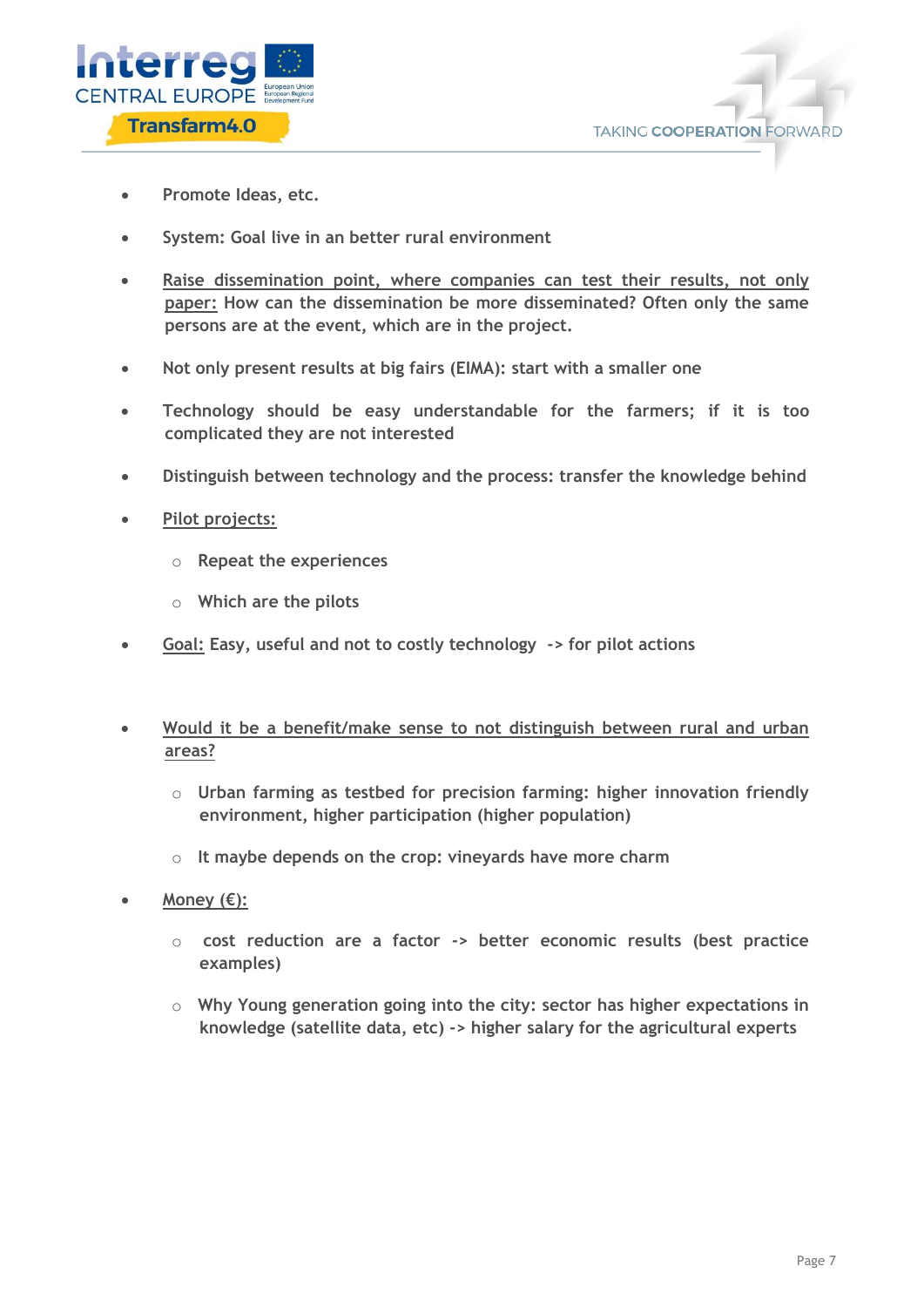- Promote Ideas, etc.
- System: Goal live in an better rural environment
- <u>Raise dissemination point, where companies can test their results, not only paper:</u> How can the dissemination be more disseminated? Often only the same persons are at the event, which are in the project.
- Not only present results at big fairs (EIMA): start with a smaller one
- Technology should be easy understandable for the farmers; if it is too complicated they are not interested
- Distinguish between technology and the process: transfer the knowledge behind
- <u>Pilot projects:</u>
    - Repeat the experiences
    - Which are the pilots
- <u>Goal:</u> Easy, useful and not to costly technology -> for pilot actions

- <u>Would it be a benefit/make sense to not distinguish between rural and urban areas?</u>
    - Urban farming as testbed for precision farming: higher innovation friendly environment, higher participation (higher population)
    - It maybe depends on the crop: vineyards have more charm
- <u>Money (€):</u>
    - cost reduction are a factor -> better economic results (best practice examples)
    - Why Young generation going into the city: sector has higher expectations in knowledge (satellite data, etc) -> higher salary for the agricultural experts